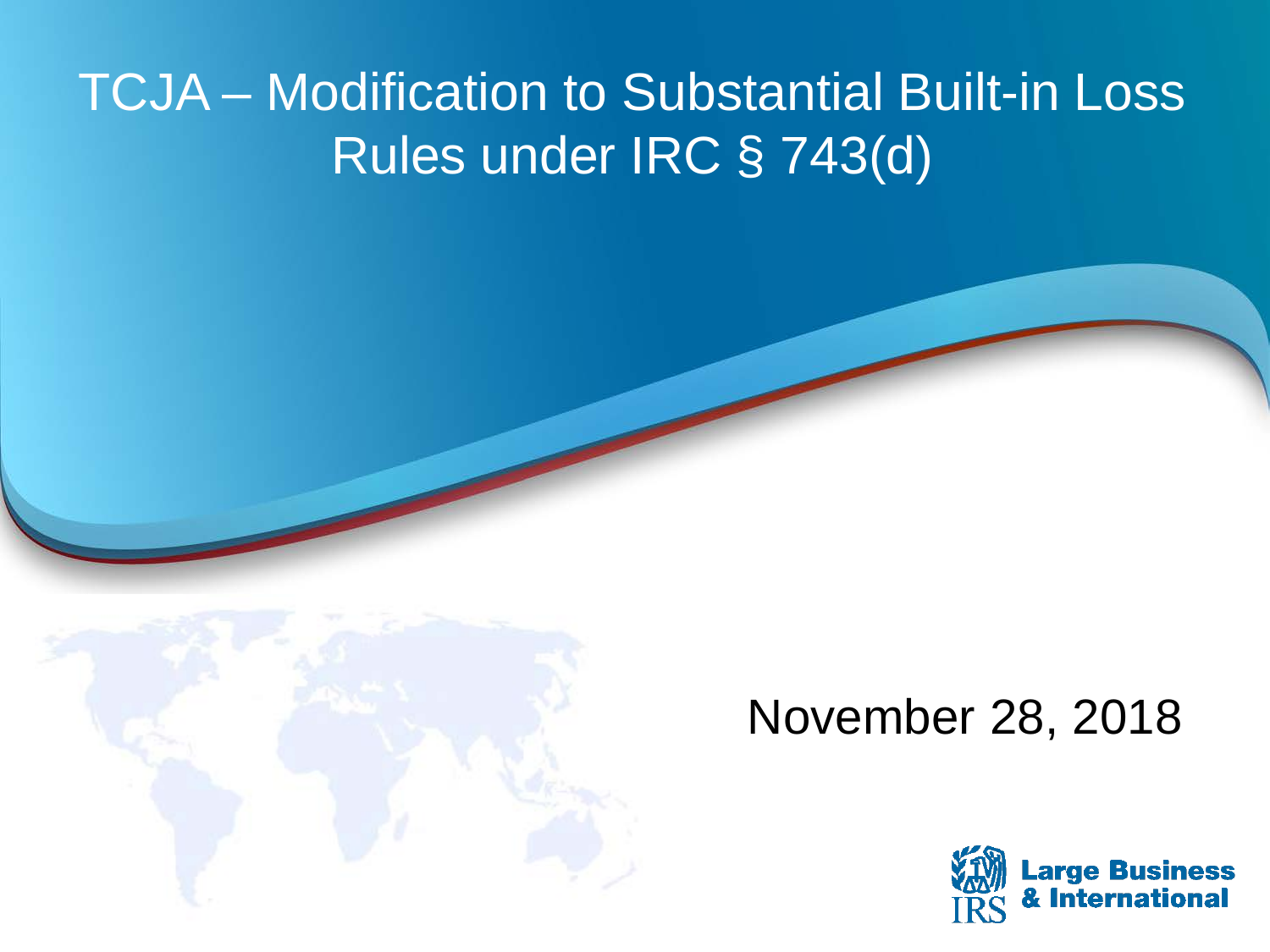# TCJA – Modification to Substantial Built-in Loss Rules under IRC § 743(d)

November 28, 2018

Large Business & International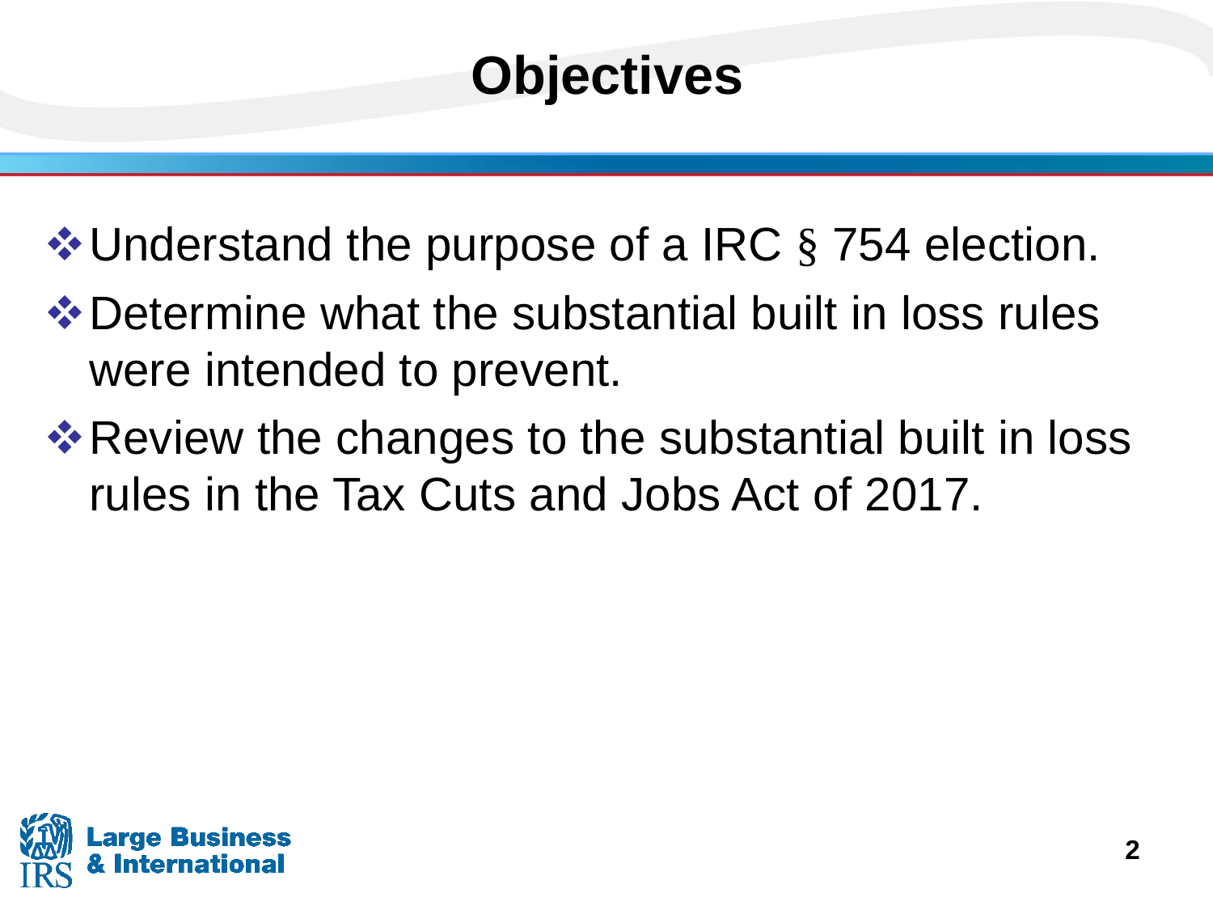# Objectives

- Understand the purpose of a IRC § 754 election.
- Determine what the substantial built in loss rules were intended to prevent.
- Review the changes to the substantial built in loss rules in the Tax Cuts and Jobs Act of 2017.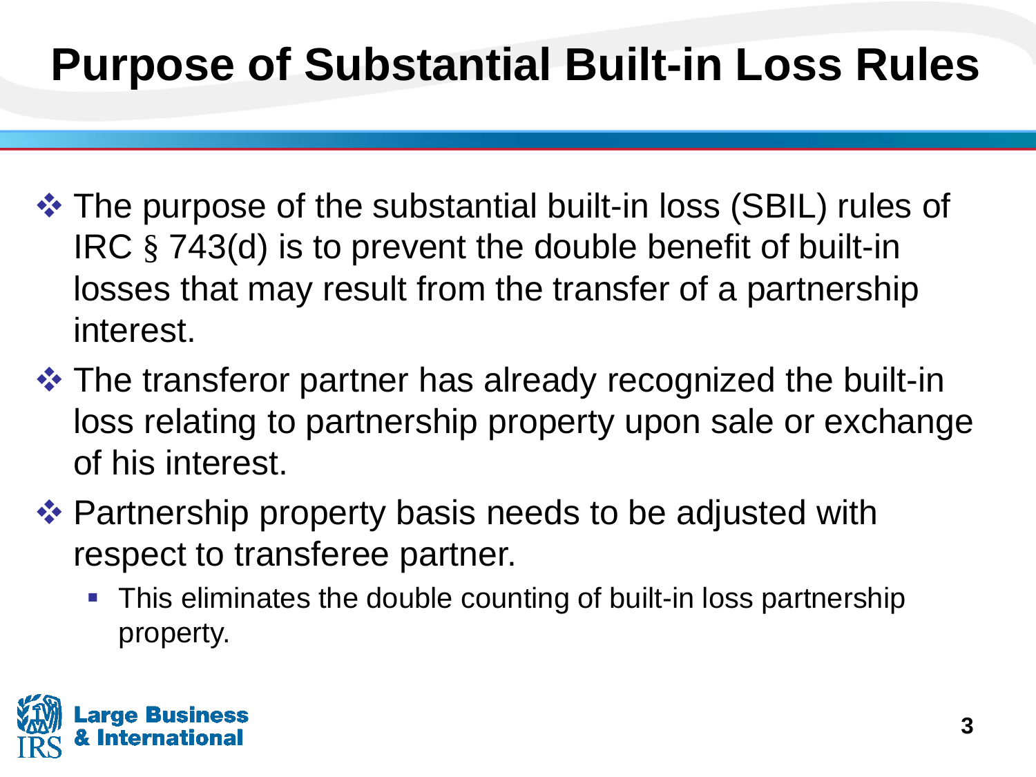# Purpose of Substantial Built-in Loss Rules

- The purpose of the substantial built-in loss (SBIL) rules of IRC § 743(d) is to prevent the double benefit of built-in losses that may result from the transfer of a partnership interest.
- The transferor partner has already recognized the built-in loss relating to partnership property upon sale or exchange of his interest.
- Partnership property basis needs to be adjusted with respect to transferee partner.
  - This eliminates the double counting of built-in loss partnership property.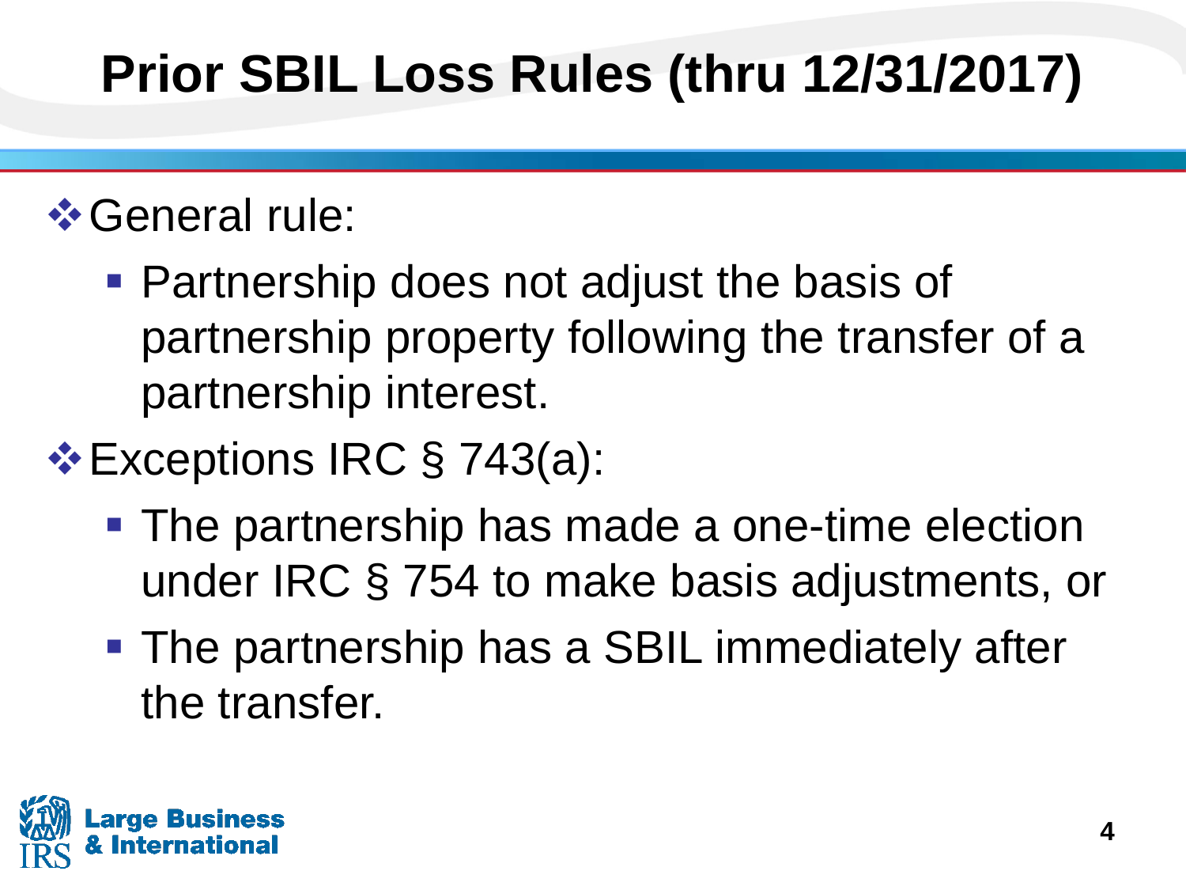# Prior SBIL Loss Rules (thru 12/31/2017)

- General rule:
  - Partnership does not adjust the basis of partnership property following the transfer of a partnership interest.
- Exceptions IRC § 743(a):
  - The partnership has made a one-time election under IRC § 754 to make basis adjustments, or
  - The partnership has a SBIL immediately after the transfer.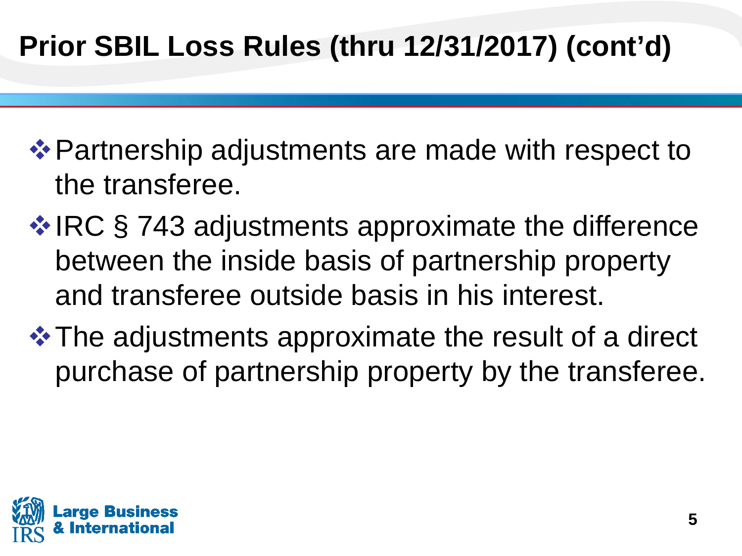# Prior SBIL Loss Rules (thru 12/31/2017) (cont'd)

- Partnership adjustments are made with respect to the transferee.
- IRC § 743 adjustments approximate the difference between the inside basis of partnership property and transferee outside basis in his interest.
- The adjustments approximate the result of a direct purchase of partnership property by the transferee.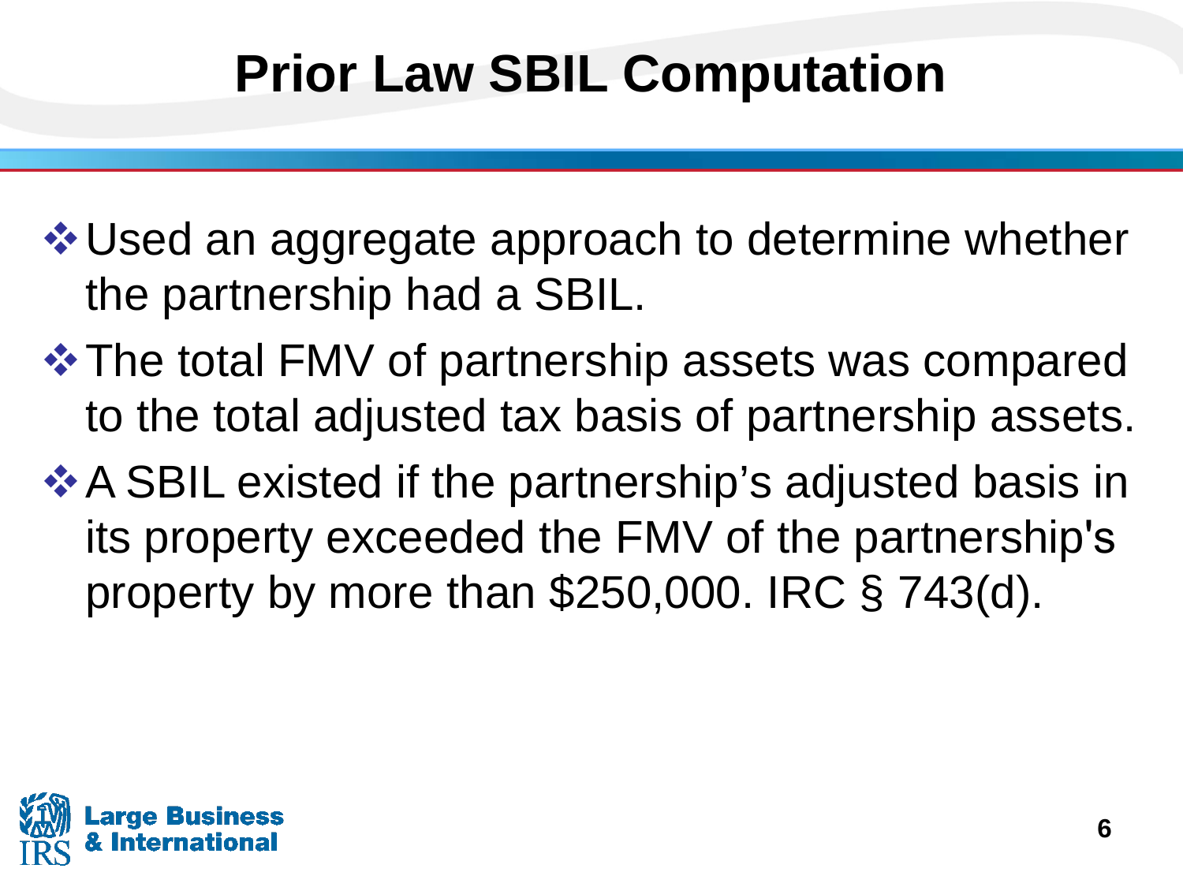# Prior Law SBIL Computation

- Used an aggregate approach to determine whether the partnership had a SBIL.
- The total FMV of partnership assets was compared to the total adjusted tax basis of partnership assets.
- A SBIL existed if the partnership's adjusted basis in its property exceeded the FMV of the partnership's property by more than $250,000. IRC § 743(d).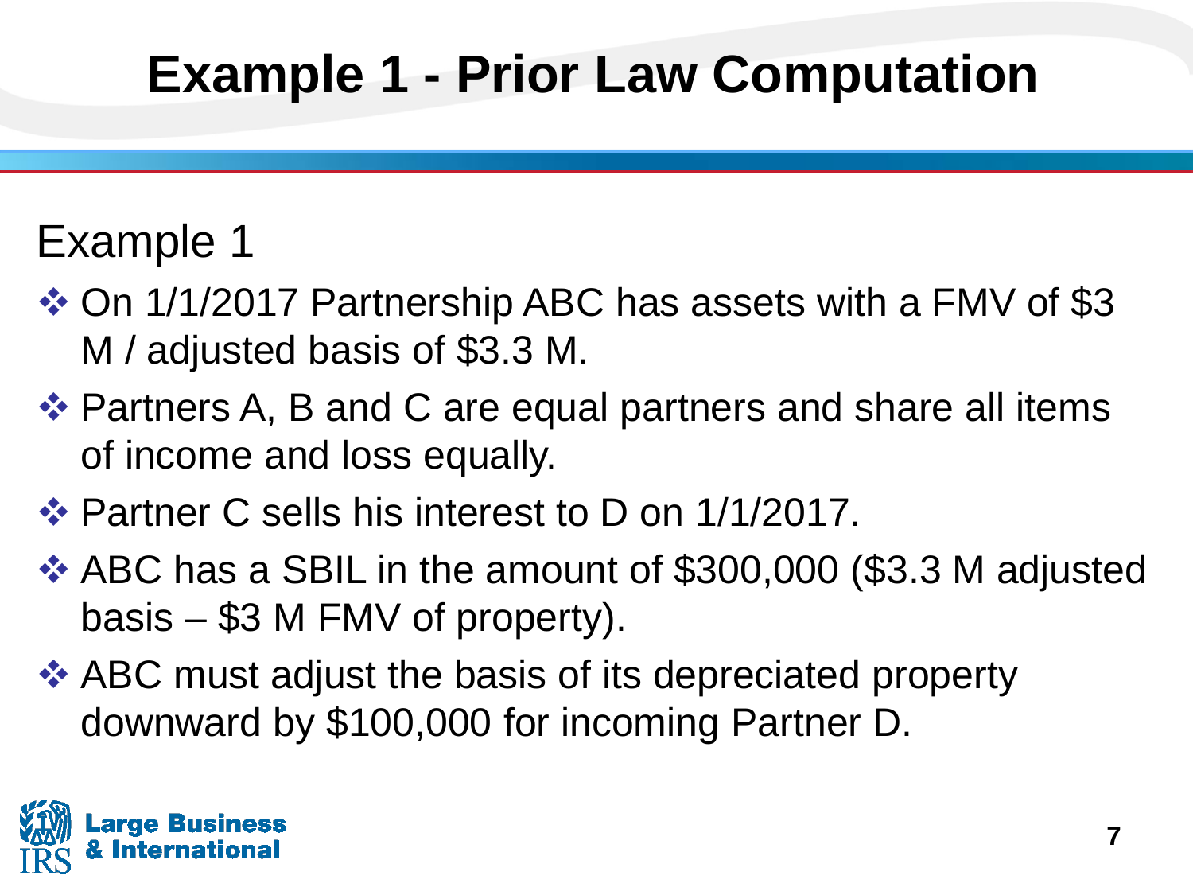# Example 1 - Prior Law Computation

## Example 1

- On 1/1/2017 Partnership ABC has assets with a FMV of $3 M / adjusted basis of $3.3 M.
- Partners A, B and C are equal partners and share all items of income and loss equally.
- Partner C sells his interest to D on 1/1/2017.
- ABC has a SBIL in the amount of $300,000 ($3.3 M adjusted basis – $3 M FMV of property).
- ABC must adjust the basis of its depreciated property downward by $100,000 for incoming Partner D.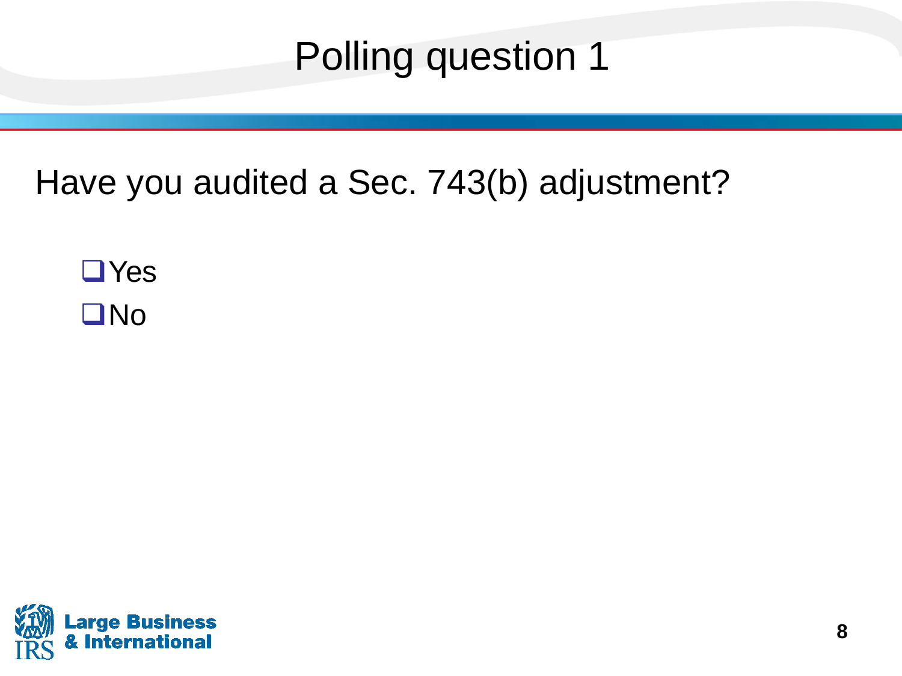# Polling question 1

Have you audited a Sec. 743(b) adjustment?

- ❑ Yes
- ❑ No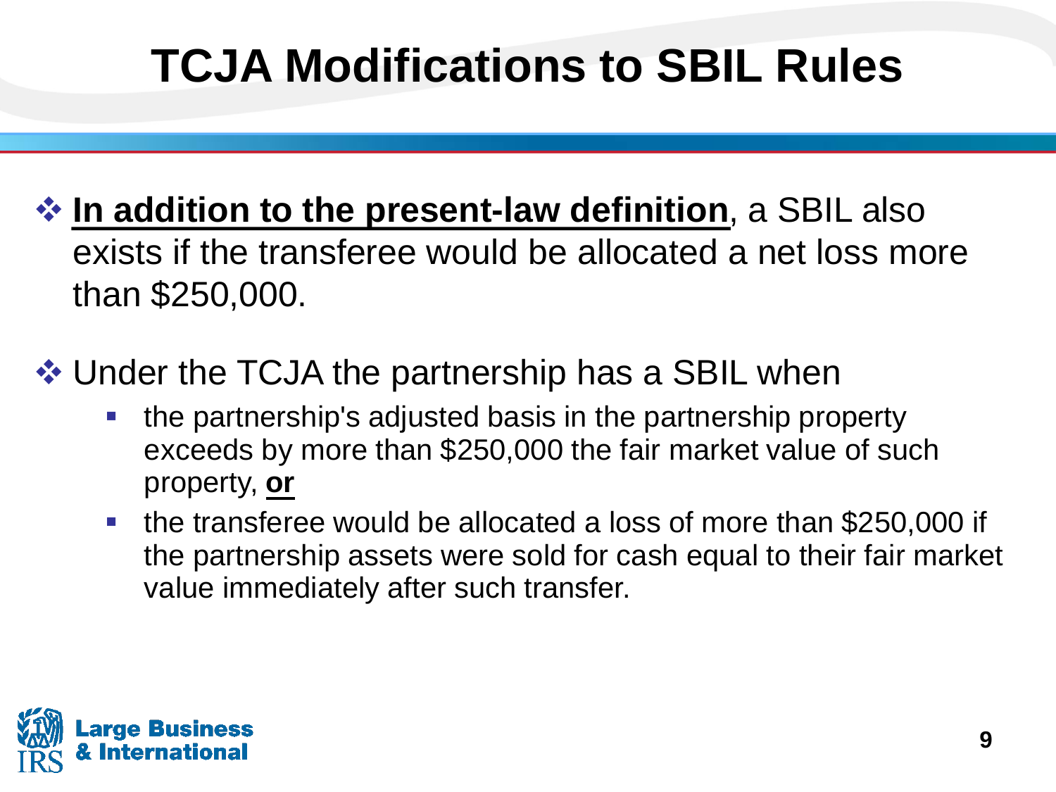# TCJA Modifications to SBIL Rules

- **<u>In addition to the present-law definition</u>**, a SBIL also exists if the transferee would be allocated a net loss more than $250,000.

- Under the TCJA the partnership has a SBIL when
  - the partnership's adjusted basis in the partnership property exceeds by more than $250,000 the fair market value of such property, **<u>or</u>**
  - the transferee would be allocated a loss of more than $250,000 if the partnership assets were sold for cash equal to their fair market value immediately after such transfer.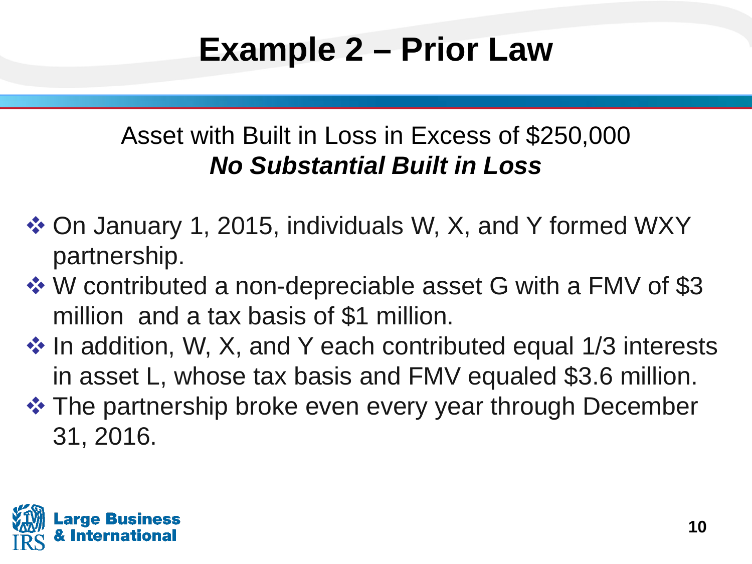# Example 2 – Prior Law

Asset with Built in Loss in Excess of $250,000

***No Substantial Built in Loss***

- On January 1, 2015, individuals W, X, and Y formed WXY partnership.
- W contributed a non-depreciable asset G with a FMV of $3 million and a tax basis of $1 million.
- In addition, W, X, and Y each contributed equal 1/3 interests in asset L, whose tax basis and FMV equaled $3.6 million.
- The partnership broke even every year through December 31, 2016.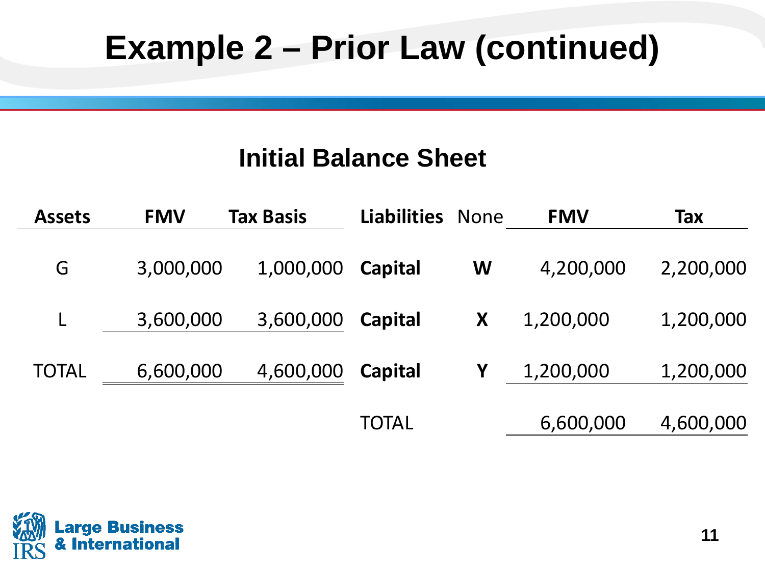# Example 2 – Prior Law (continued)

## Initial Balance Sheet

| Assets | FMV | Tax Basis | Liabilities | None | FMV | Tax |
|---|---|---|---|---|---|---|
| G | 3,000,000 | 1,000,000 | **Capital** | **W** | 4,200,000 | 2,200,000 |
| L | 3,600,000 | 3,600,000 | **Capital** | **X** | 1,200,000 | 1,200,000 |
| TOTAL | 6,600,000 | 4,600,000 | **Capital** | **Y** | 1,200,000 | 1,200,000 |
| | | | TOTAL | | 6,600,000 | 4,600,000 |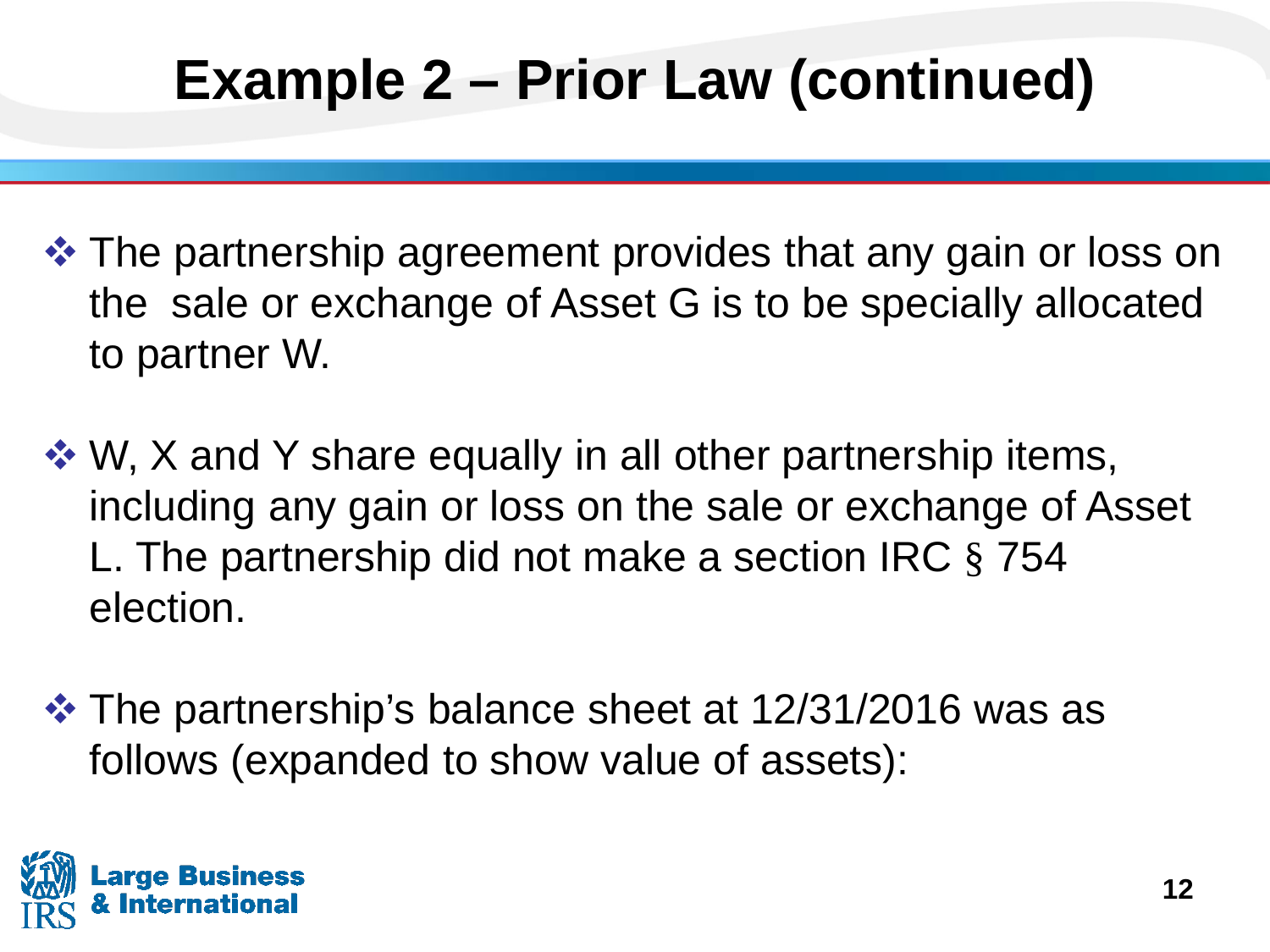# Example 2 – Prior Law (continued)

- The partnership agreement provides that any gain or loss on the  sale or exchange of Asset G is to be specially allocated to partner W.

- W, X and Y share equally in all other partnership items, including any gain or loss on the sale or exchange of Asset L. The partnership did not make a section IRC § 754 election.

- The partnership's balance sheet at 12/31/2016 was as follows (expanded to show value of assets):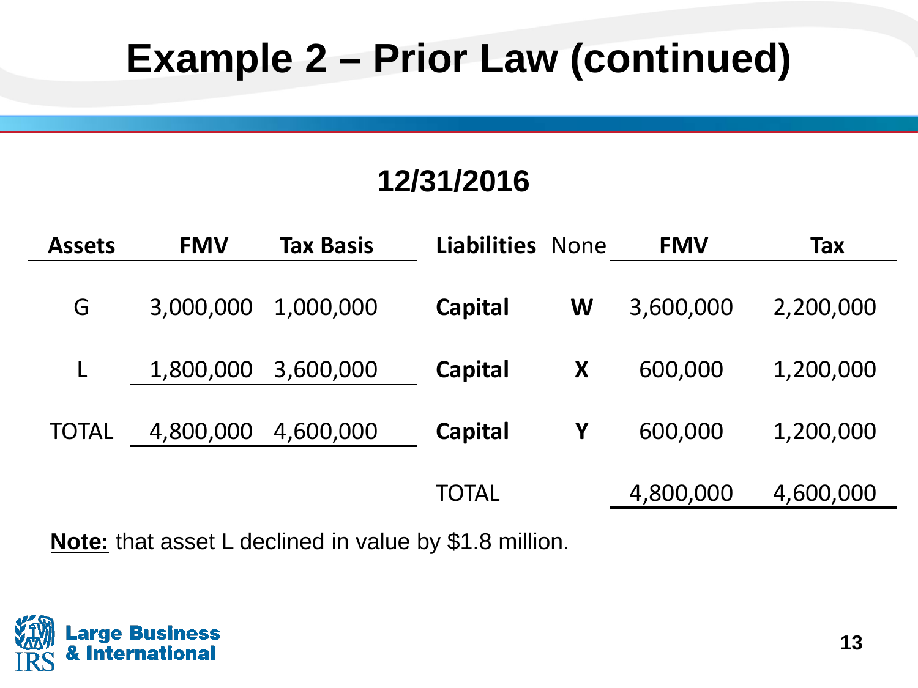# Example 2 – Prior Law (continued)

## 12/31/2016

| Assets | FMV | Tax Basis | Liabilities | None | FMV | Tax |
|---|---|---|---|---|---|---|
| G | 3,000,000 | 1,000,000 | **Capital** | **W** | 3,600,000 | 2,200,000 |
| L | 1,800,000 | 3,600,000 | **Capital** | **X** | 600,000 | 1,200,000 |
| TOTAL | 4,800,000 | 4,600,000 | **Capital** | **Y** | 600,000 | 1,200,000 |
| | | | TOTAL | | 4,800,000 | 4,600,000 |

**Note:** that asset L declined in value by $1.8 million.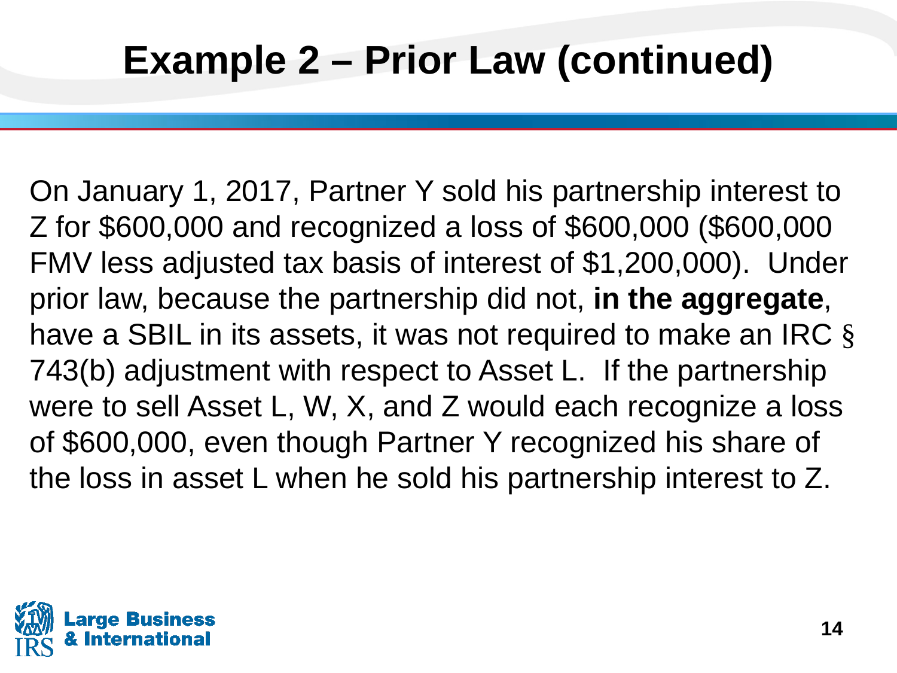# Example 2 – Prior Law (continued)

On January 1, 2017, Partner Y sold his partnership interest to Z for $600,000 and recognized a loss of $600,000 ($600,000 FMV less adjusted tax basis of interest of $1,200,000). Under prior law, because the partnership did not, **in the aggregate**, have a SBIL in its assets, it was not required to make an IRC § 743(b) adjustment with respect to Asset L. If the partnership were to sell Asset L, W, X, and Z would each recognize a loss of $600,000, even though Partner Y recognized his share of the loss in asset L when he sold his partnership interest to Z.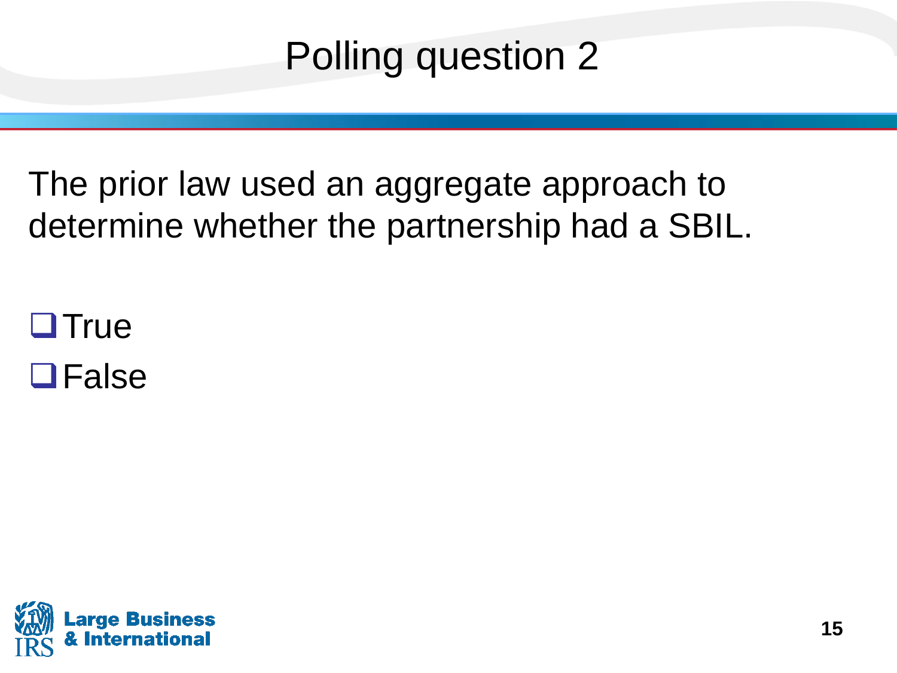# Polling question 2

The prior law used an aggregate approach to determine whether the partnership had a SBIL.

- ❑ True
- ❑ False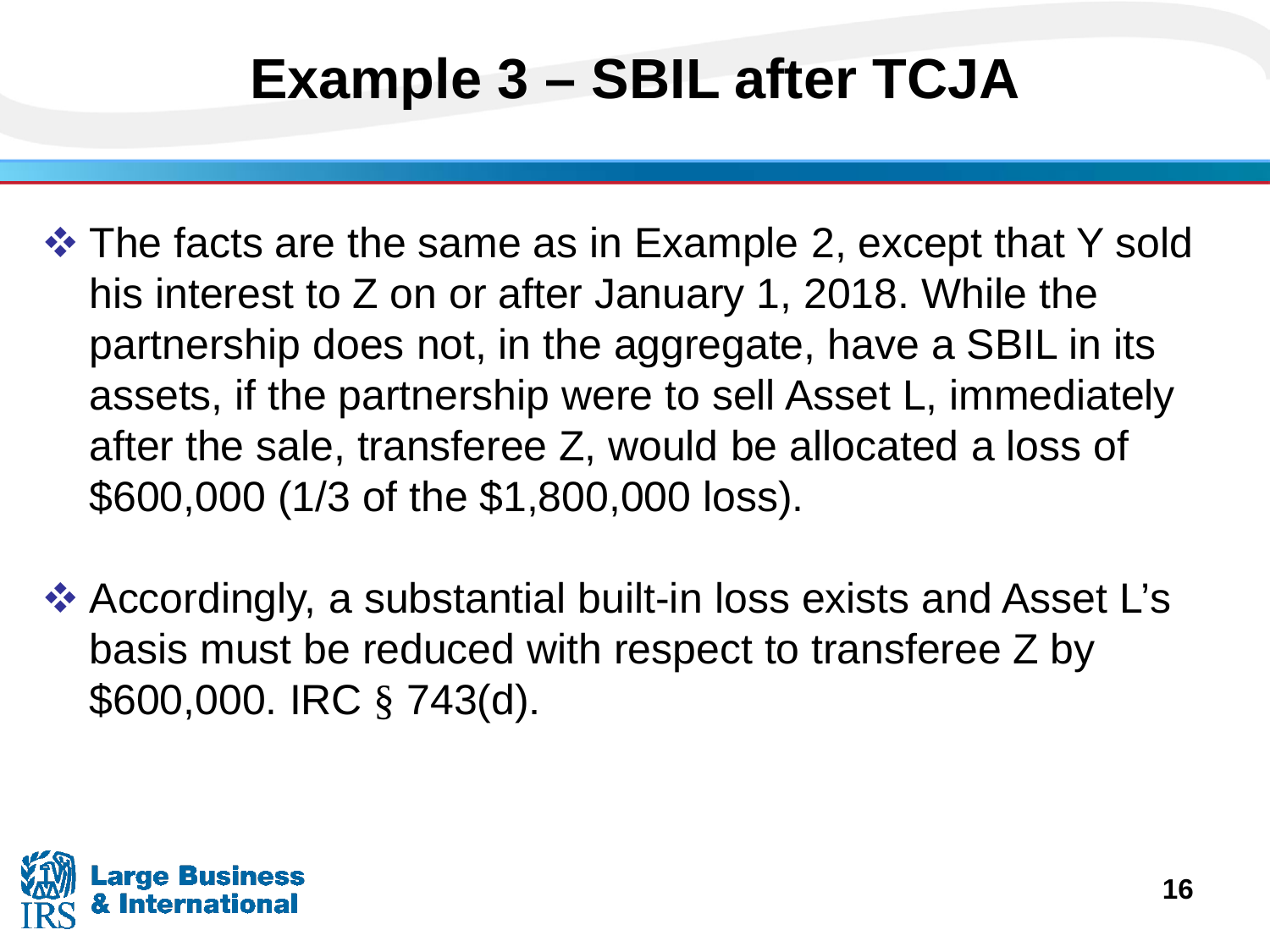# Example 3 – SBIL after TCJA

- The facts are the same as in Example 2, except that Y sold his interest to Z on or after January 1, 2018. While the partnership does not, in the aggregate, have a SBIL in its assets, if the partnership were to sell Asset L, immediately after the sale, transferee Z, would be allocated a loss of $600,000 (1/3 of the $1,800,000 loss).

- Accordingly, a substantial built-in loss exists and Asset L's basis must be reduced with respect to transferee Z by $600,000. IRC § 743(d).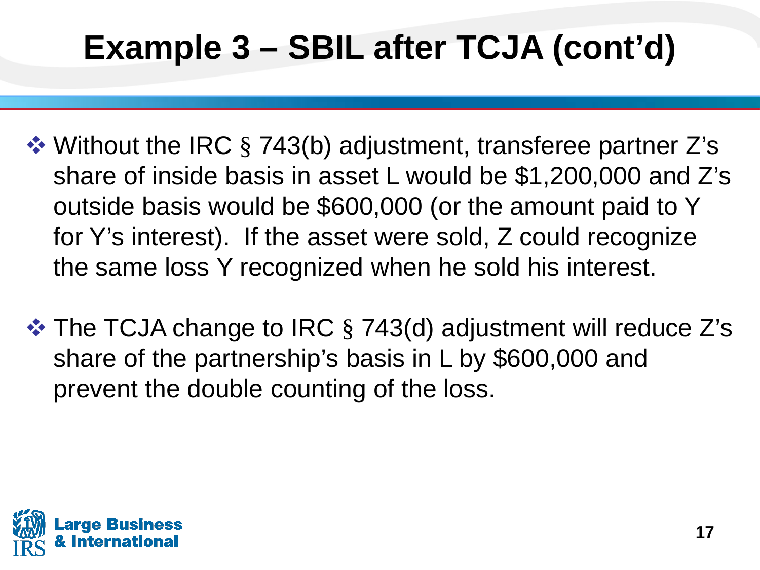# Example 3 – SBIL after TCJA (cont'd)

- Without the IRC § 743(b) adjustment, transferee partner Z's share of inside basis in asset L would be $1,200,000 and Z's outside basis would be $600,000 (or the amount paid to Y for Y's interest). If the asset were sold, Z could recognize the same loss Y recognized when he sold his interest.
- The TCJA change to IRC § 743(d) adjustment will reduce Z's share of the partnership's basis in L by $600,000 and prevent the double counting of the loss.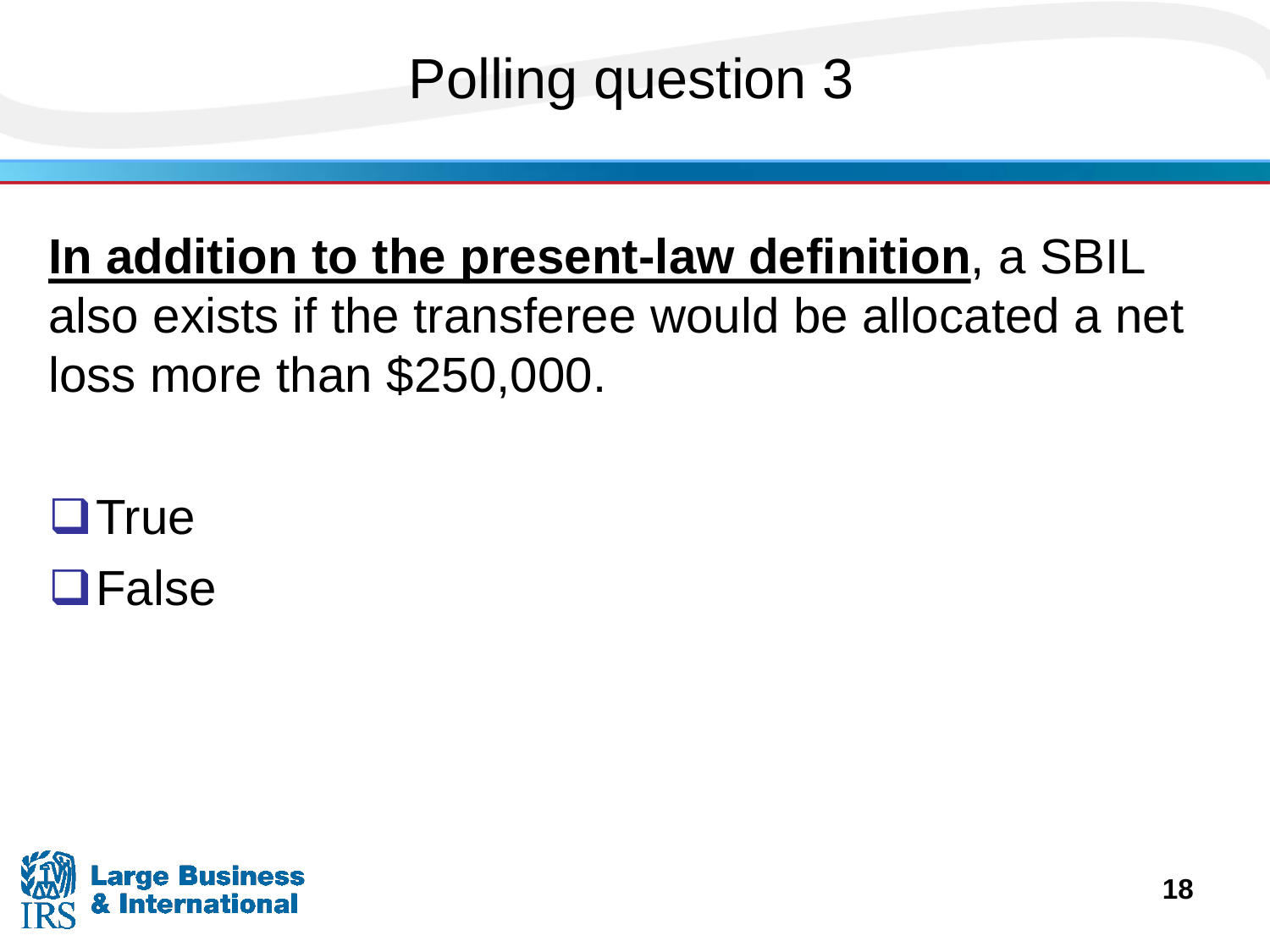# Polling question 3

**<u>In addition to the present-law definition</u>**, a SBIL also exists if the transferee would be allocated a net loss more than $250,000.

- ❑ True
- ❑ False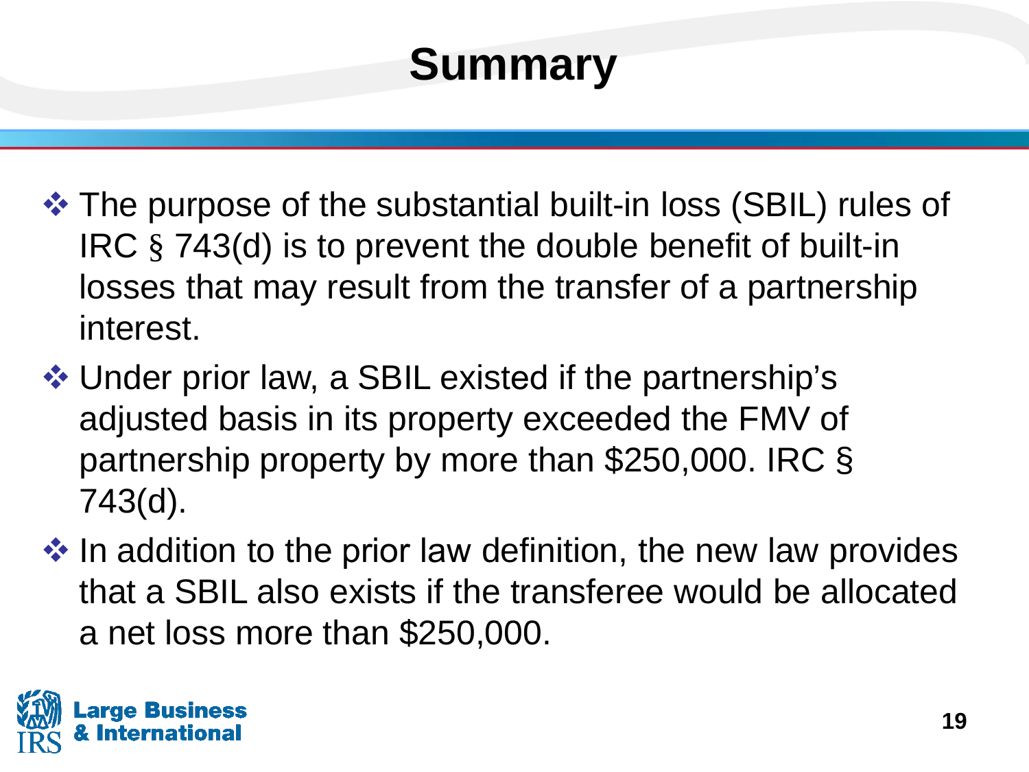# Summary

- The purpose of the substantial built-in loss (SBIL) rules of IRC § 743(d) is to prevent the double benefit of built-in losses that may result from the transfer of a partnership interest.
- Under prior law, a SBIL existed if the partnership's adjusted basis in its property exceeded the FMV of partnership property by more than $250,000. IRC § 743(d).
- In addition to the prior law definition, the new law provides that a SBIL also exists if the transferee would be allocated a net loss more than $250,000.